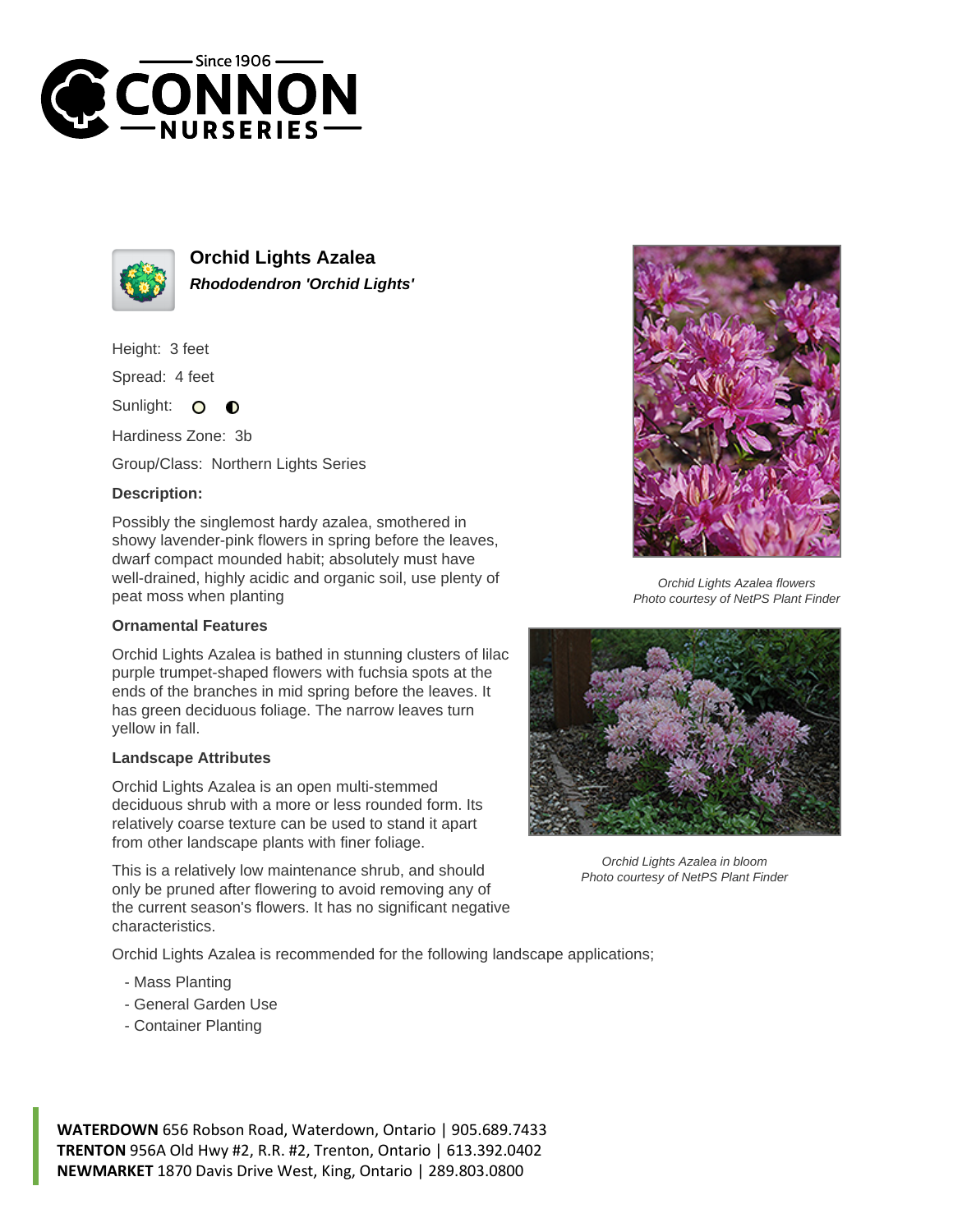# Orchid Lights Azalea

***Rhododendron 'Orchid Lights'***

Height: 3 feet

Spread: 4 feet

Sunlight:

Hardiness Zone: 3b

Group/Class: Northern Lights Series

**Description:**

Possibly the singlemost hardy azalea, smothered in showy lavender-pink flowers in spring before the leaves, dwarf compact mounded habit; absolutely must have well-drained, highly acidic and organic soil, use plenty of peat moss when planting

*Orchid Lights Azalea flowers*
*Photo courtesy of NetPS Plant Finder*

### Ornamental Features

Orchid Lights Azalea is bathed in stunning clusters of lilac purple trumpet-shaped flowers with fuchsia spots at the ends of the branches in mid spring before the leaves. It has green deciduous foliage. The narrow leaves turn yellow in fall.

### Landscape Attributes

Orchid Lights Azalea is an open multi-stemmed deciduous shrub with a more or less rounded form. Its relatively coarse texture can be used to stand it apart from other landscape plants with finer foliage.

*Orchid Lights Azalea in bloom*
*Photo courtesy of NetPS Plant Finder*

This is a relatively low maintenance shrub, and should only be pruned after flowering to avoid removing any of the current season's flowers. It has no significant negative characteristics.

Orchid Lights Azalea is recommended for the following landscape applications;

- Mass Planting
- General Garden Use
- Container Planting

**WATERDOWN** 656 Robson Road, Waterdown, Ontario | 905.689.7433
**TRENTON** 956A Old Hwy #2, R.R. #2, Trenton, Ontario | 613.392.0402
**NEWMARKET** 1870 Davis Drive West, King, Ontario | 289.803.0800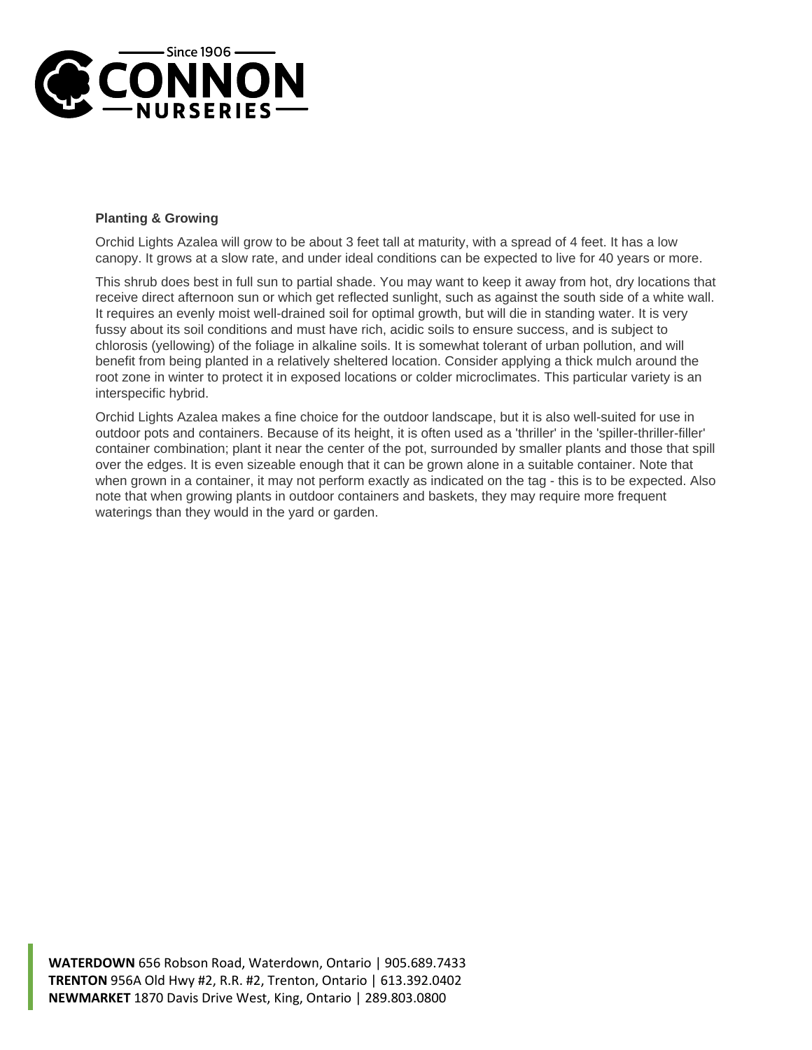### Planting & Growing

Orchid Lights Azalea will grow to be about 3 feet tall at maturity, with a spread of 4 feet. It has a low canopy. It grows at a slow rate, and under ideal conditions can be expected to live for 40 years or more.

This shrub does best in full sun to partial shade. You may want to keep it away from hot, dry locations that receive direct afternoon sun or which get reflected sunlight, such as against the south side of a white wall. It requires an evenly moist well-drained soil for optimal growth, but will die in standing water. It is very fussy about its soil conditions and must have rich, acidic soils to ensure success, and is subject to chlorosis (yellowing) of the foliage in alkaline soils. It is somewhat tolerant of urban pollution, and will benefit from being planted in a relatively sheltered location. Consider applying a thick mulch around the root zone in winter to protect it in exposed locations or colder microclimates. This particular variety is an interspecific hybrid.

Orchid Lights Azalea makes a fine choice for the outdoor landscape, but it is also well-suited for use in outdoor pots and containers. Because of its height, it is often used as a 'thriller' in the 'spiller-thriller-filler' container combination; plant it near the center of the pot, surrounded by smaller plants and those that spill over the edges. It is even sizeable enough that it can be grown alone in a suitable container. Note that when grown in a container, it may not perform exactly as indicated on the tag - this is to be expected. Also note that when growing plants in outdoor containers and baskets, they may require more frequent waterings than they would in the yard or garden.